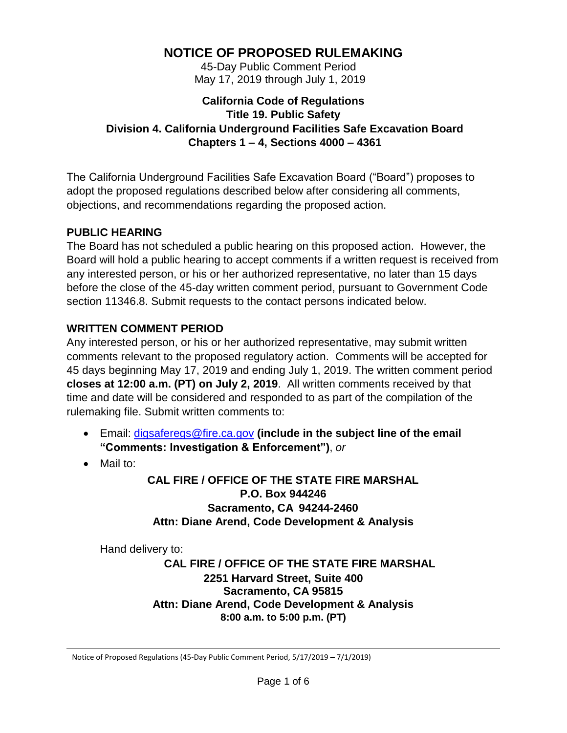# NOTICE OF PROPOSED RULEMAKING

45-Day Public Comment Period
May 17, 2019 through July 1, 2019

### California Code of Regulations
### Title 19. Public Safety
### Division 4. California Underground Facilities Safe Excavation Board
### Chapters 1 – 4, Sections 4000 – 4361

The California Underground Facilities Safe Excavation Board ("Board") proposes to adopt the proposed regulations described below after considering all comments, objections, and recommendations regarding the proposed action.

## PUBLIC HEARING

The Board has not scheduled a public hearing on this proposed action. However, the Board will hold a public hearing to accept comments if a written request is received from any interested person, or his or her authorized representative, no later than 15 days before the close of the 45-day written comment period, pursuant to Government Code section 11346.8. Submit requests to the contact persons indicated below.

## WRITTEN COMMENT PERIOD

Any interested person, or his or her authorized representative, may submit written comments relevant to the proposed regulatory action. Comments will be accepted for 45 days beginning May 17, 2019 and ending July 1, 2019. The written comment period **closes at 12:00 a.m. (PT) on July 2, 2019**. All written comments received by that time and date will be considered and responded to as part of the compilation of the rulemaking file. Submit written comments to:

- Email: digsaferegs@fire.ca.gov **(include in the subject line of the email "Comments: Investigation & Enforcement")**, *or*
- Mail to:

**CAL FIRE / OFFICE OF THE STATE FIRE MARSHAL**
**P.O. Box 944246**
**Sacramento, CA 94244-2460**
**Attn: Diane Arend, Code Development & Analysis**

Hand delivery to:

**CAL FIRE / OFFICE OF THE STATE FIRE MARSHAL**
**2251 Harvard Street, Suite 400**
**Sacramento, CA 95815**
**Attn: Diane Arend, Code Development & Analysis**
**8:00 a.m. to 5:00 p.m. (PT)**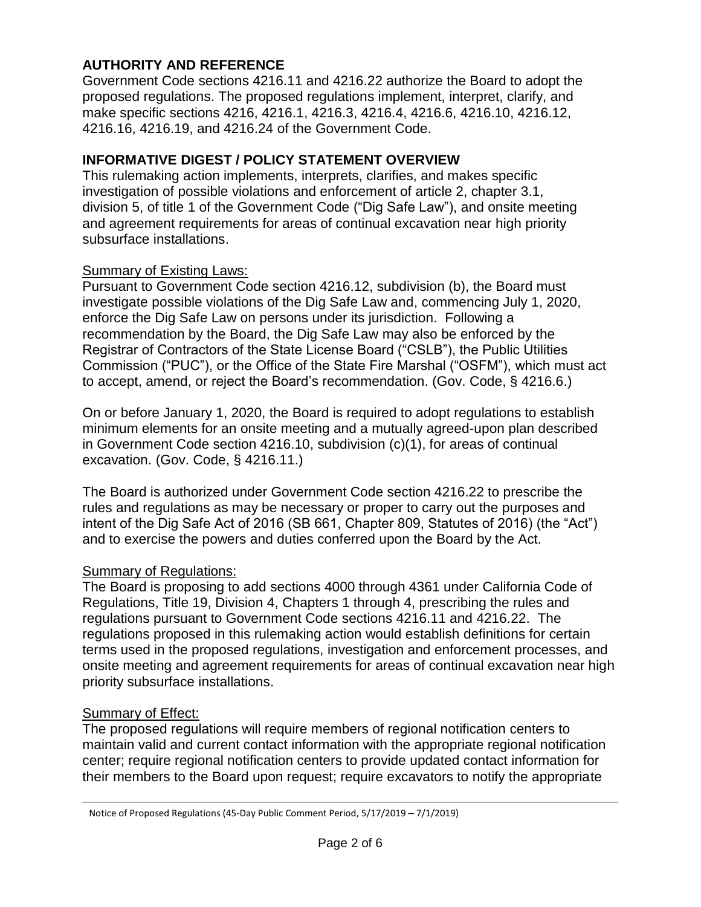## AUTHORITY AND REFERENCE

Government Code sections 4216.11 and 4216.22 authorize the Board to adopt the proposed regulations. The proposed regulations implement, interpret, clarify, and make specific sections 4216, 4216.1, 4216.3, 4216.4, 4216.6, 4216.10, 4216.12, 4216.16, 4216.19, and 4216.24 of the Government Code.

## INFORMATIVE DIGEST / POLICY STATEMENT OVERVIEW

This rulemaking action implements, interprets, clarifies, and makes specific investigation of possible violations and enforcement of article 2, chapter 3.1, division 5, of title 1 of the Government Code ("Dig Safe Law"), and onsite meeting and agreement requirements for areas of continual excavation near high priority subsurface installations.

<u>Summary of Existing Laws:</u>

Pursuant to Government Code section 4216.12, subdivision (b), the Board must investigate possible violations of the Dig Safe Law and, commencing July 1, 2020, enforce the Dig Safe Law on persons under its jurisdiction. Following a recommendation by the Board, the Dig Safe Law may also be enforced by the Registrar of Contractors of the State License Board ("CSLB"), the Public Utilities Commission ("PUC"), or the Office of the State Fire Marshal ("OSFM"), which must act to accept, amend, or reject the Board's recommendation. (Gov. Code, § 4216.6.)

On or before January 1, 2020, the Board is required to adopt regulations to establish minimum elements for an onsite meeting and a mutually agreed-upon plan described in Government Code section 4216.10, subdivision (c)(1), for areas of continual excavation. (Gov. Code, § 4216.11.)

The Board is authorized under Government Code section 4216.22 to prescribe the rules and regulations as may be necessary or proper to carry out the purposes and intent of the Dig Safe Act of 2016 (SB 661, Chapter 809, Statutes of 2016) (the "Act") and to exercise the powers and duties conferred upon the Board by the Act.

<u>Summary of Regulations:</u>

The Board is proposing to add sections 4000 through 4361 under California Code of Regulations, Title 19, Division 4, Chapters 1 through 4, prescribing the rules and regulations pursuant to Government Code sections 4216.11 and 4216.22. The regulations proposed in this rulemaking action would establish definitions for certain terms used in the proposed regulations, investigation and enforcement processes, and onsite meeting and agreement requirements for areas of continual excavation near high priority subsurface installations.

<u>Summary of Effect:</u>

The proposed regulations will require members of regional notification centers to maintain valid and current contact information with the appropriate regional notification center; require regional notification centers to provide updated contact information for their members to the Board upon request; require excavators to notify the appropriate

Notice of Proposed Regulations (45-Day Public Comment Period, 5/17/2019 – 7/1/2019)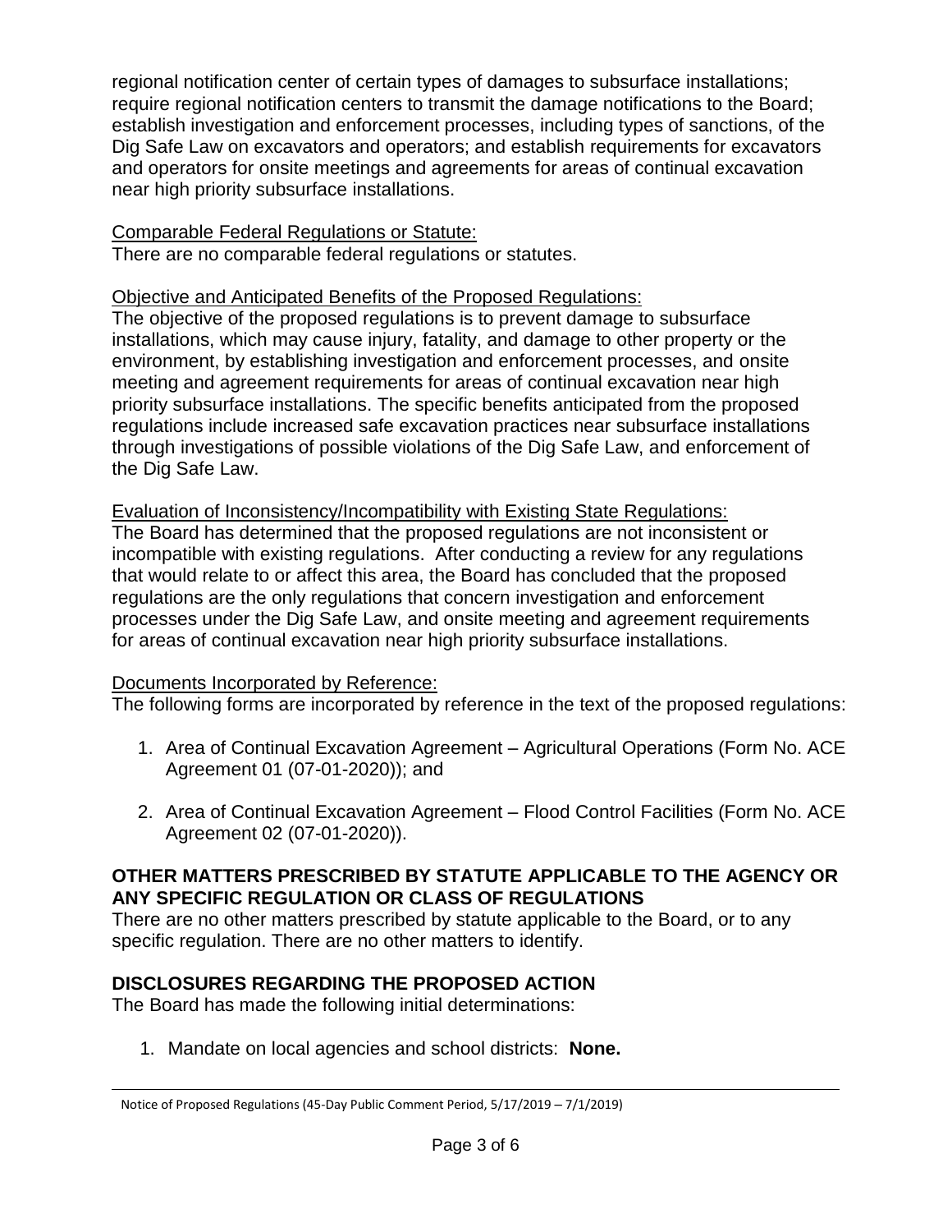regional notification center of certain types of damages to subsurface installations; require regional notification centers to transmit the damage notifications to the Board; establish investigation and enforcement processes, including types of sanctions, of the Dig Safe Law on excavators and operators; and establish requirements for excavators and operators for onsite meetings and agreements for areas of continual excavation near high priority subsurface installations.

Comparable Federal Regulations or Statute:
There are no comparable federal regulations or statutes.

Objective and Anticipated Benefits of the Proposed Regulations:
The objective of the proposed regulations is to prevent damage to subsurface installations, which may cause injury, fatality, and damage to other property or the environment, by establishing investigation and enforcement processes, and onsite meeting and agreement requirements for areas of continual excavation near high priority subsurface installations. The specific benefits anticipated from the proposed regulations include increased safe excavation practices near subsurface installations through investigations of possible violations of the Dig Safe Law, and enforcement of the Dig Safe Law.

Evaluation of Inconsistency/Incompatibility with Existing State Regulations:
The Board has determined that the proposed regulations are not inconsistent or incompatible with existing regulations. After conducting a review for any regulations that would relate to or affect this area, the Board has concluded that the proposed regulations are the only regulations that concern investigation and enforcement processes under the Dig Safe Law, and onsite meeting and agreement requirements for areas of continual excavation near high priority subsurface installations.

Documents Incorporated by Reference:
The following forms are incorporated by reference in the text of the proposed regulations:

1. Area of Continual Excavation Agreement – Agricultural Operations (Form No. ACE Agreement 01 (07-01-2020)); and

2. Area of Continual Excavation Agreement – Flood Control Facilities (Form No. ACE Agreement 02 (07-01-2020)).

## OTHER MATTERS PRESCRIBED BY STATUTE APPLICABLE TO THE AGENCY OR ANY SPECIFIC REGULATION OR CLASS OF REGULATIONS

There are no other matters prescribed by statute applicable to the Board, or to any specific regulation. There are no other matters to identify.

## DISCLOSURES REGARDING THE PROPOSED ACTION

The Board has made the following initial determinations:

1. Mandate on local agencies and school districts: **None.**

Notice of Proposed Regulations (45-Day Public Comment Period, 5/17/2019 – 7/1/2019)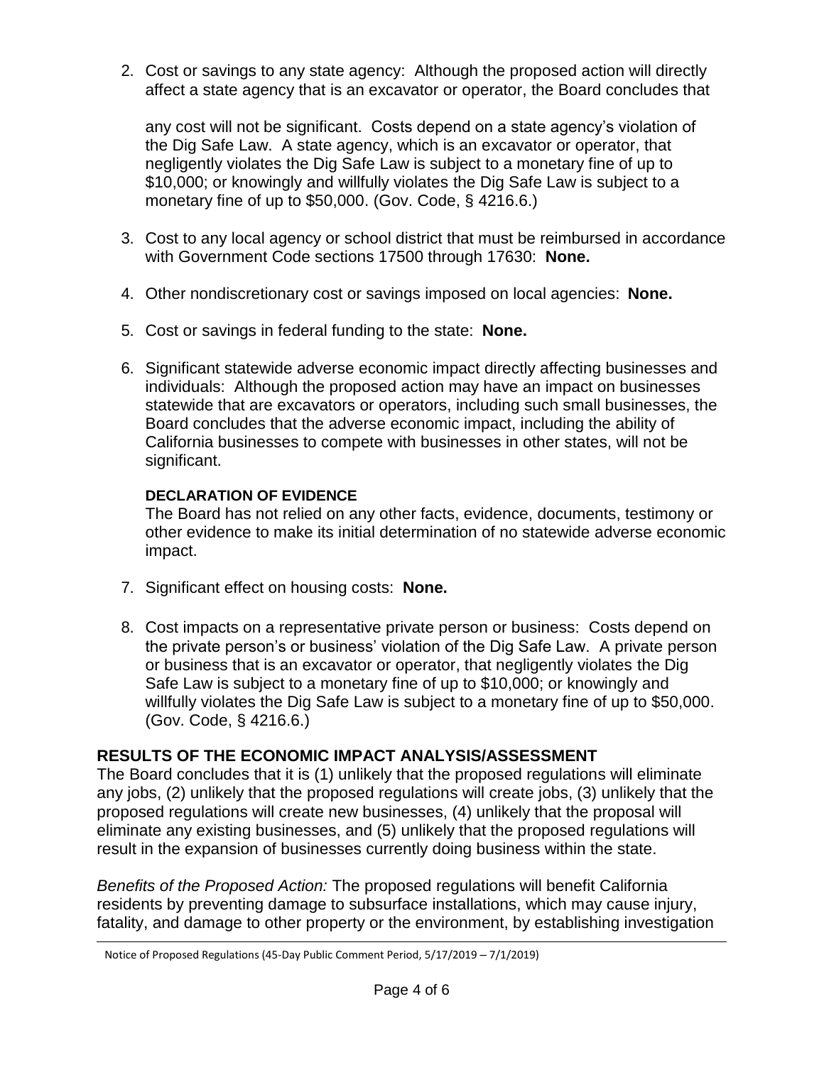2. Cost or savings to any state agency: Although the proposed action will directly affect a state agency that is an excavator or operator, the Board concludes that

   any cost will not be significant. Costs depend on a state agency's violation of the Dig Safe Law. A state agency, which is an excavator or operator, that negligently violates the Dig Safe Law is subject to a monetary fine of up to $10,000; or knowingly and willfully violates the Dig Safe Law is subject to a monetary fine of up to $50,000. (Gov. Code, § 4216.6.)

3. Cost to any local agency or school district that must be reimbursed in accordance with Government Code sections 17500 through 17630: **None.**

4. Other nondiscretionary cost or savings imposed on local agencies: **None.**

5. Cost or savings in federal funding to the state: **None.**

6. Significant statewide adverse economic impact directly affecting businesses and individuals: Although the proposed action may have an impact on businesses statewide that are excavators or operators, including such small businesses, the Board concludes that the adverse economic impact, including the ability of California businesses to compete with businesses in other states, will not be significant.

   **DECLARATION OF EVIDENCE**
   The Board has not relied on any other facts, evidence, documents, testimony or other evidence to make its initial determination of no statewide adverse economic impact.

7. Significant effect on housing costs: **None.**

8. Cost impacts on a representative private person or business: Costs depend on the private person's or business' violation of the Dig Safe Law. A private person or business that is an excavator or operator, that negligently violates the Dig Safe Law is subject to a monetary fine of up to $10,000; or knowingly and willfully violates the Dig Safe Law is subject to a monetary fine of up to $50,000. (Gov. Code, § 4216.6.)

## RESULTS OF THE ECONOMIC IMPACT ANALYSIS/ASSESSMENT

The Board concludes that it is (1) unlikely that the proposed regulations will eliminate any jobs, (2) unlikely that the proposed regulations will create jobs, (3) unlikely that the proposed regulations will create new businesses, (4) unlikely that the proposal will eliminate any existing businesses, and (5) unlikely that the proposed regulations will result in the expansion of businesses currently doing business within the state.

*Benefits of the Proposed Action:* The proposed regulations will benefit California residents by preventing damage to subsurface installations, which may cause injury, fatality, and damage to other property or the environment, by establishing investigation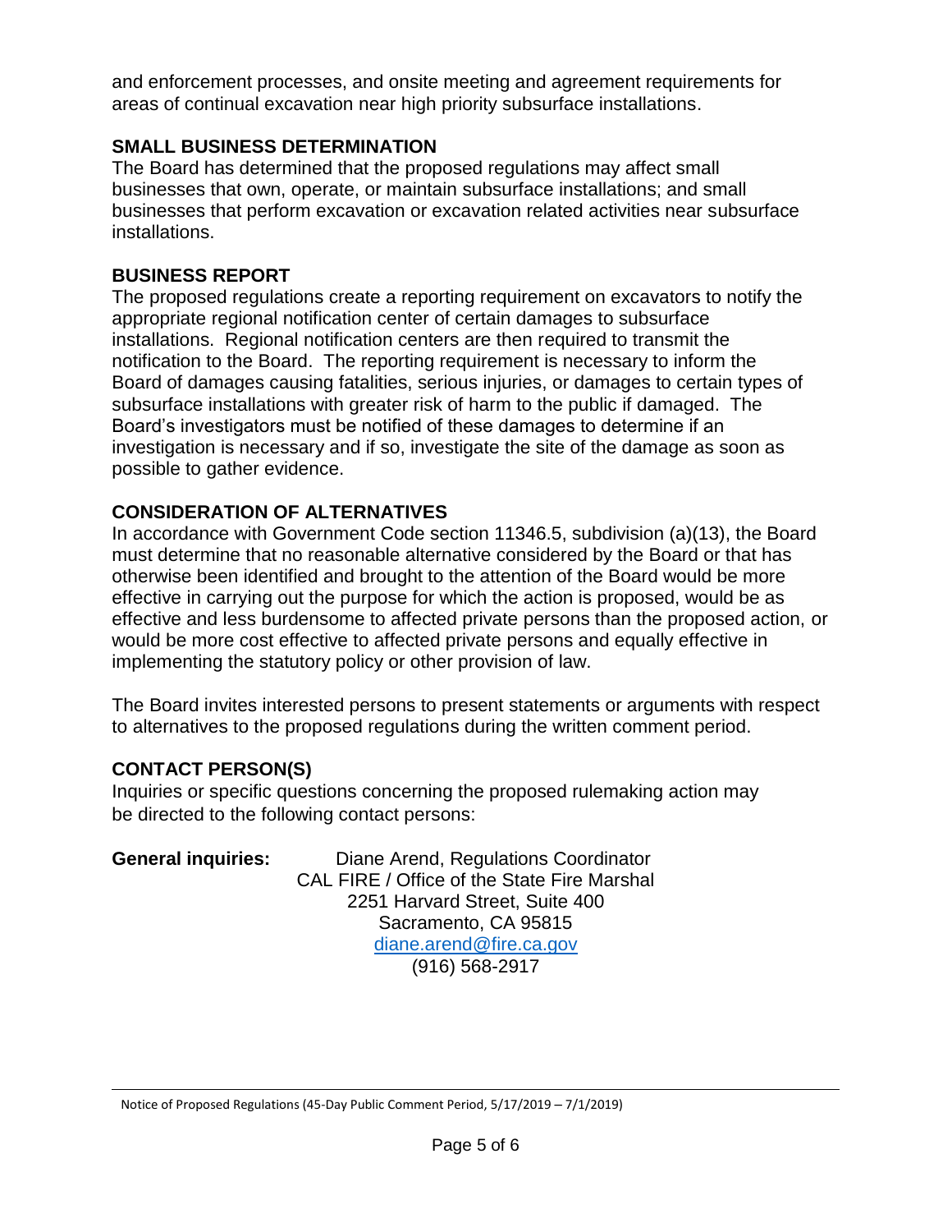and enforcement processes, and onsite meeting and agreement requirements for areas of continual excavation near high priority subsurface installations.

## SMALL BUSINESS DETERMINATION

The Board has determined that the proposed regulations may affect small businesses that own, operate, or maintain subsurface installations; and small businesses that perform excavation or excavation related activities near subsurface installations.

## BUSINESS REPORT

The proposed regulations create a reporting requirement on excavators to notify the appropriate regional notification center of certain damages to subsurface installations. Regional notification centers are then required to transmit the notification to the Board. The reporting requirement is necessary to inform the Board of damages causing fatalities, serious injuries, or damages to certain types of subsurface installations with greater risk of harm to the public if damaged. The Board's investigators must be notified of these damages to determine if an investigation is necessary and if so, investigate the site of the damage as soon as possible to gather evidence.

## CONSIDERATION OF ALTERNATIVES

In accordance with Government Code section 11346.5, subdivision (a)(13), the Board must determine that no reasonable alternative considered by the Board or that has otherwise been identified and brought to the attention of the Board would be more effective in carrying out the purpose for which the action is proposed, would be as effective and less burdensome to affected private persons than the proposed action, or would be more cost effective to affected private persons and equally effective in implementing the statutory policy or other provision of law.

The Board invites interested persons to present statements or arguments with respect to alternatives to the proposed regulations during the written comment period.

## CONTACT PERSON(S)

Inquiries or specific questions concerning the proposed rulemaking action may be directed to the following contact persons:

**General inquiries:**

Diane Arend, Regulations Coordinator
CAL FIRE / Office of the State Fire Marshal
2251 Harvard Street, Suite 400
Sacramento, CA 95815
diane.arend@fire.ca.gov
(916) 568-2917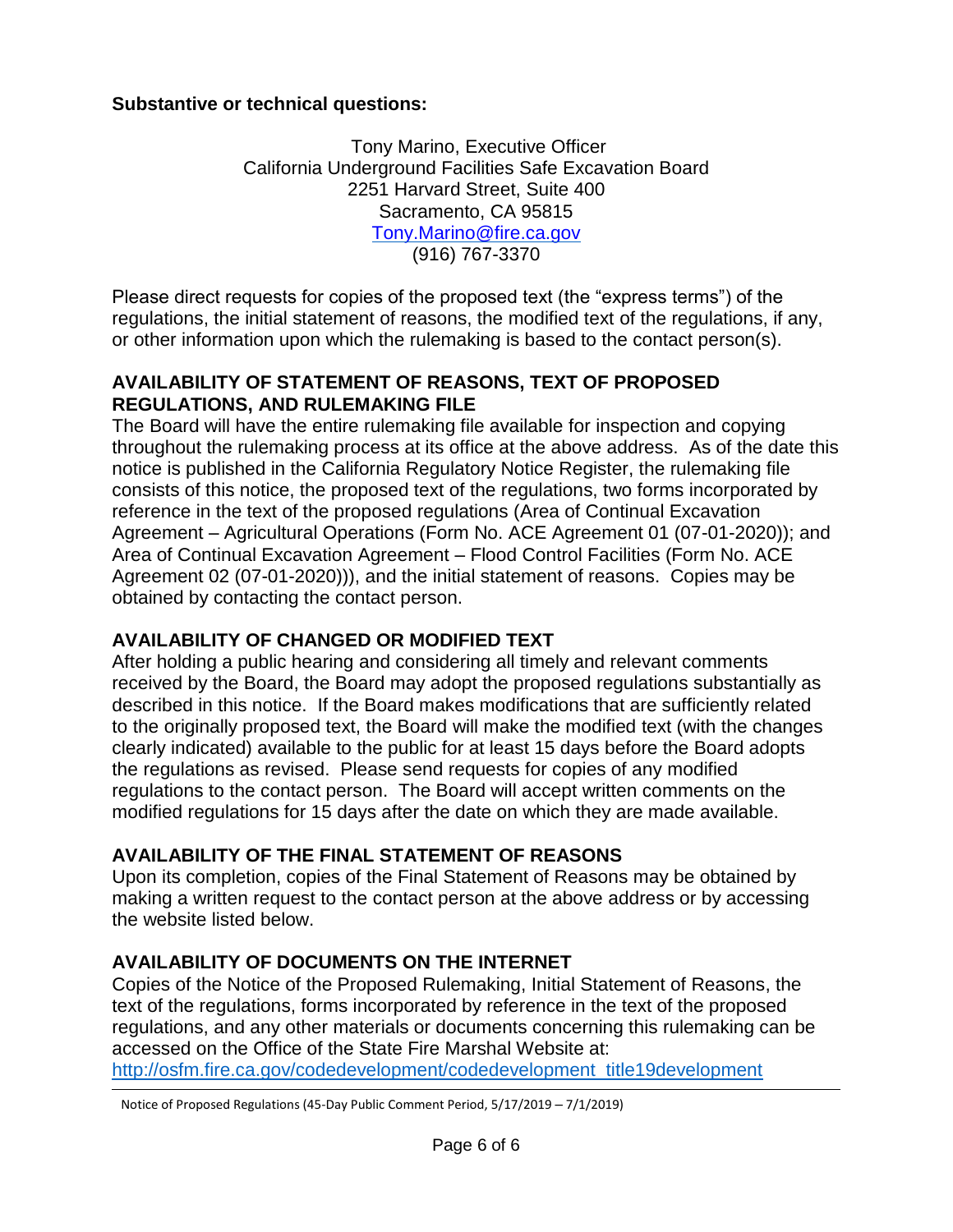**Substantive or technical questions:**

Tony Marino, Executive Officer
California Underground Facilities Safe Excavation Board
2251 Harvard Street, Suite 400
Sacramento, CA 95815
Tony.Marino@fire.ca.gov
(916) 767-3370

Please direct requests for copies of the proposed text (the "express terms") of the regulations, the initial statement of reasons, the modified text of the regulations, if any, or other information upon which the rulemaking is based to the contact person(s).

## AVAILABILITY OF STATEMENT OF REASONS, TEXT OF PROPOSED REGULATIONS, AND RULEMAKING FILE

The Board will have the entire rulemaking file available for inspection and copying throughout the rulemaking process at its office at the above address. As of the date this notice is published in the California Regulatory Notice Register, the rulemaking file consists of this notice, the proposed text of the regulations, two forms incorporated by reference in the text of the proposed regulations (Area of Continual Excavation Agreement – Agricultural Operations (Form No. ACE Agreement 01 (07-01-2020)); and Area of Continual Excavation Agreement – Flood Control Facilities (Form No. ACE Agreement 02 (07-01-2020))), and the initial statement of reasons. Copies may be obtained by contacting the contact person.

## AVAILABILITY OF CHANGED OR MODIFIED TEXT

After holding a public hearing and considering all timely and relevant comments received by the Board, the Board may adopt the proposed regulations substantially as described in this notice. If the Board makes modifications that are sufficiently related to the originally proposed text, the Board will make the modified text (with the changes clearly indicated) available to the public for at least 15 days before the Board adopts the regulations as revised. Please send requests for copies of any modified regulations to the contact person. The Board will accept written comments on the modified regulations for 15 days after the date on which they are made available.

## AVAILABILITY OF THE FINAL STATEMENT OF REASONS

Upon its completion, copies of the Final Statement of Reasons may be obtained by making a written request to the contact person at the above address or by accessing the website listed below.

## AVAILABILITY OF DOCUMENTS ON THE INTERNET

Copies of the Notice of the Proposed Rulemaking, Initial Statement of Reasons, the text of the regulations, forms incorporated by reference in the text of the proposed regulations, and any other materials or documents concerning this rulemaking can be accessed on the Office of the State Fire Marshal Website at:
http://osfm.fire.ca.gov/codedevelopment/codedevelopment_title19development